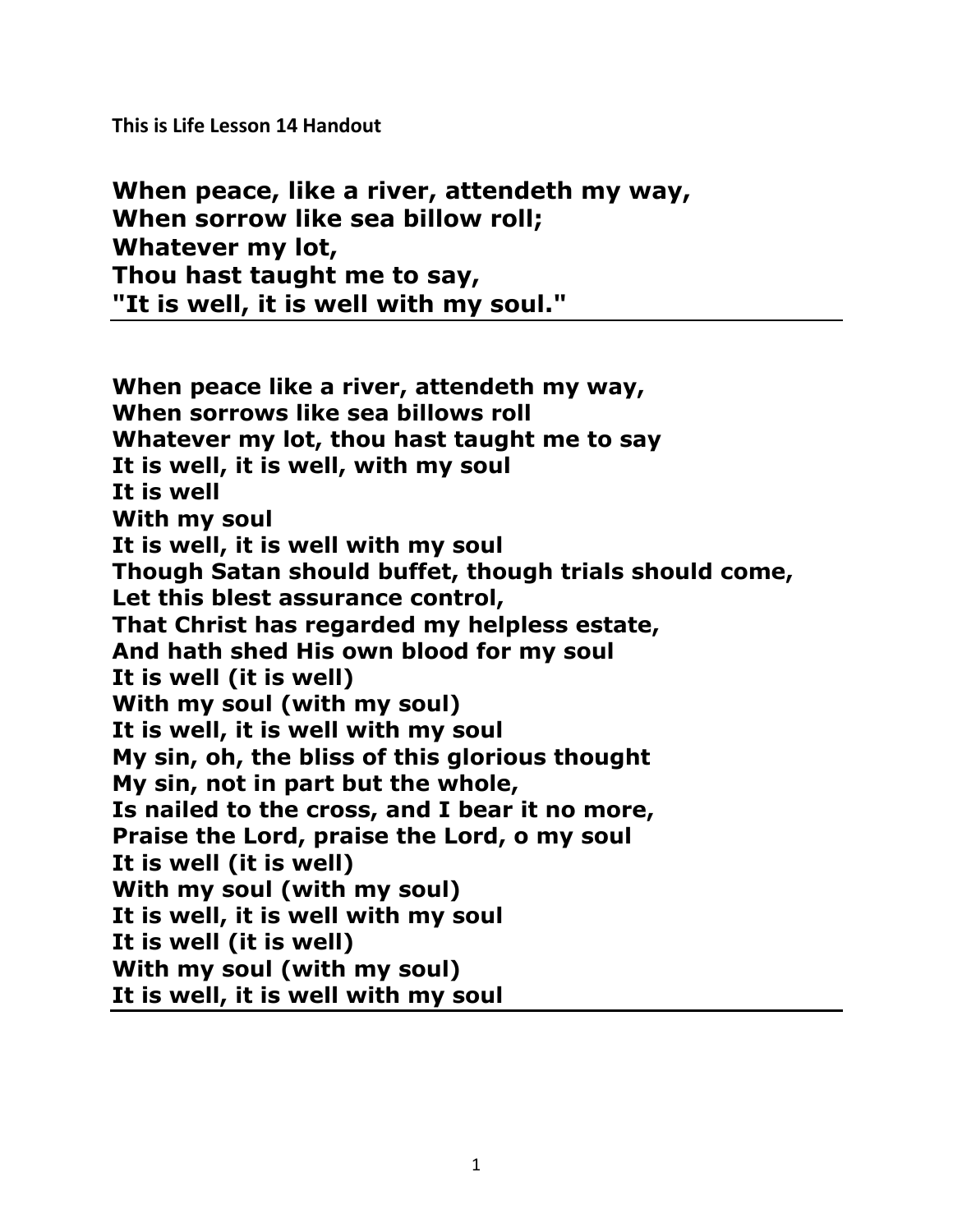**This is Life Lesson 14 Handout**

**When peace, like a river, attendeth my way,**
**When sorrow like sea billow roll;**
**Whatever my lot,**
**Thou hast taught me to say,**
**"It is well, it is well with my soul."**

---

**When peace like a river, attendeth my way,**
**When sorrows like sea billows roll**
**Whatever my lot, thou hast taught me to say**
**It is well, it is well, with my soul**
**It is well**
**With my soul**
**It is well, it is well with my soul**
**Though Satan should buffet, though trials should come,**
**Let this blest assurance control,**
**That Christ has regarded my helpless estate,**
**And hath shed His own blood for my soul**
**It is well (it is well)**
**With my soul (with my soul)**
**It is well, it is well with my soul**
**My sin, oh, the bliss of this glorious thought**
**My sin, not in part but the whole,**
**Is nailed to the cross, and I bear it no more,**
**Praise the Lord, praise the Lord, o my soul**
**It is well (it is well)**
**With my soul (with my soul)**
**It is well, it is well with my soul**
**It is well (it is well)**
**With my soul (with my soul)**
**It is well, it is well with my soul**

---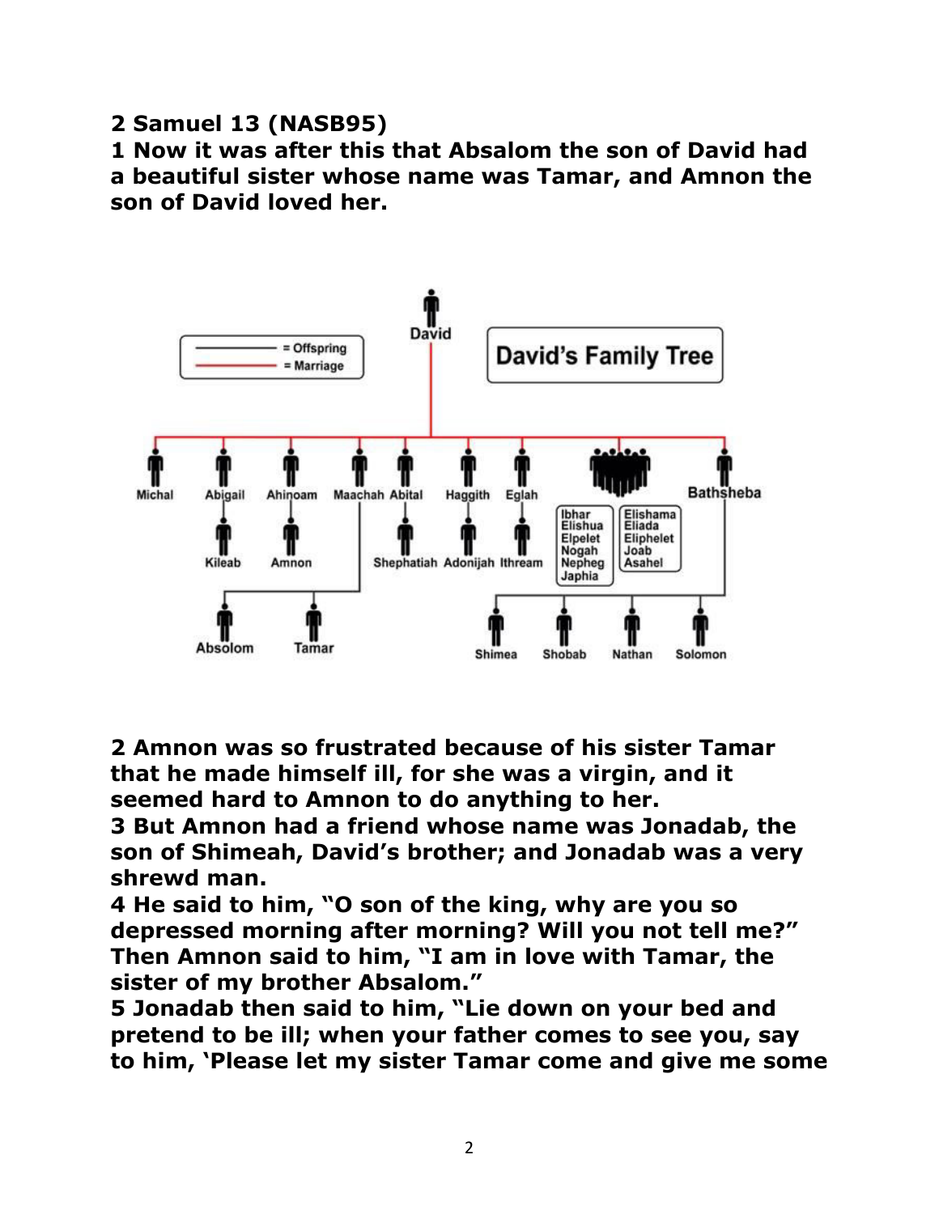**2 Samuel 13 (NASB95)**

**1 Now it was after this that Absalom the son of David had a beautiful sister whose name was Tamar, and Amnon the son of David loved her.**

**2 Amnon was so frustrated because of his sister Tamar that he made himself ill, for she was a virgin, and it seemed hard to Amnon to do anything to her.**

**3 But Amnon had a friend whose name was Jonadab, the son of Shimeah, David's brother; and Jonadab was a very shrewd man.**

**4 He said to him, "O son of the king, why are you so depressed morning after morning? Will you not tell me?" Then Amnon said to him, "I am in love with Tamar, the sister of my brother Absalom."**

**5 Jonadab then said to him, "Lie down on your bed and pretend to be ill; when your father comes to see you, say to him, 'Please let my sister Tamar come and give me some**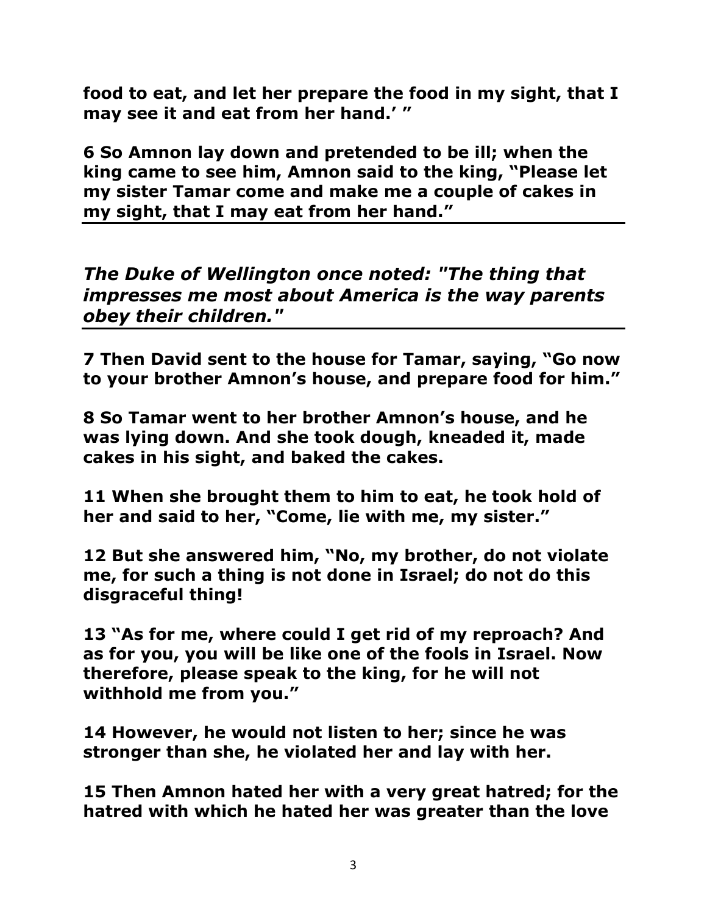**food to eat, and let her prepare the food in my sight, that I may see it and eat from her hand.' "**

**6 So Amnon lay down and pretended to be ill; when the king came to see him, Amnon said to the king, "Please let my sister Tamar come and make me a couple of cakes in my sight, that I may eat from her hand."**

---

***The Duke of Wellington once noted: "The thing that impresses me most about America is the way parents obey their children."***

---

**7 Then David sent to the house for Tamar, saying, "Go now to your brother Amnon's house, and prepare food for him."**

**8 So Tamar went to her brother Amnon's house, and he was lying down. And she took dough, kneaded it, made cakes in his sight, and baked the cakes.**

**11 When she brought them to him to eat, he took hold of her and said to her, "Come, lie with me, my sister."**

**12 But she answered him, "No, my brother, do not violate me, for such a thing is not done in Israel; do not do this disgraceful thing!**

**13 "As for me, where could I get rid of my reproach? And as for you, you will be like one of the fools in Israel. Now therefore, please speak to the king, for he will not withhold me from you."**

**14 However, he would not listen to her; since he was stronger than she, he violated her and lay with her.**

**15 Then Amnon hated her with a very great hatred; for the hatred with which he hated her was greater than the love**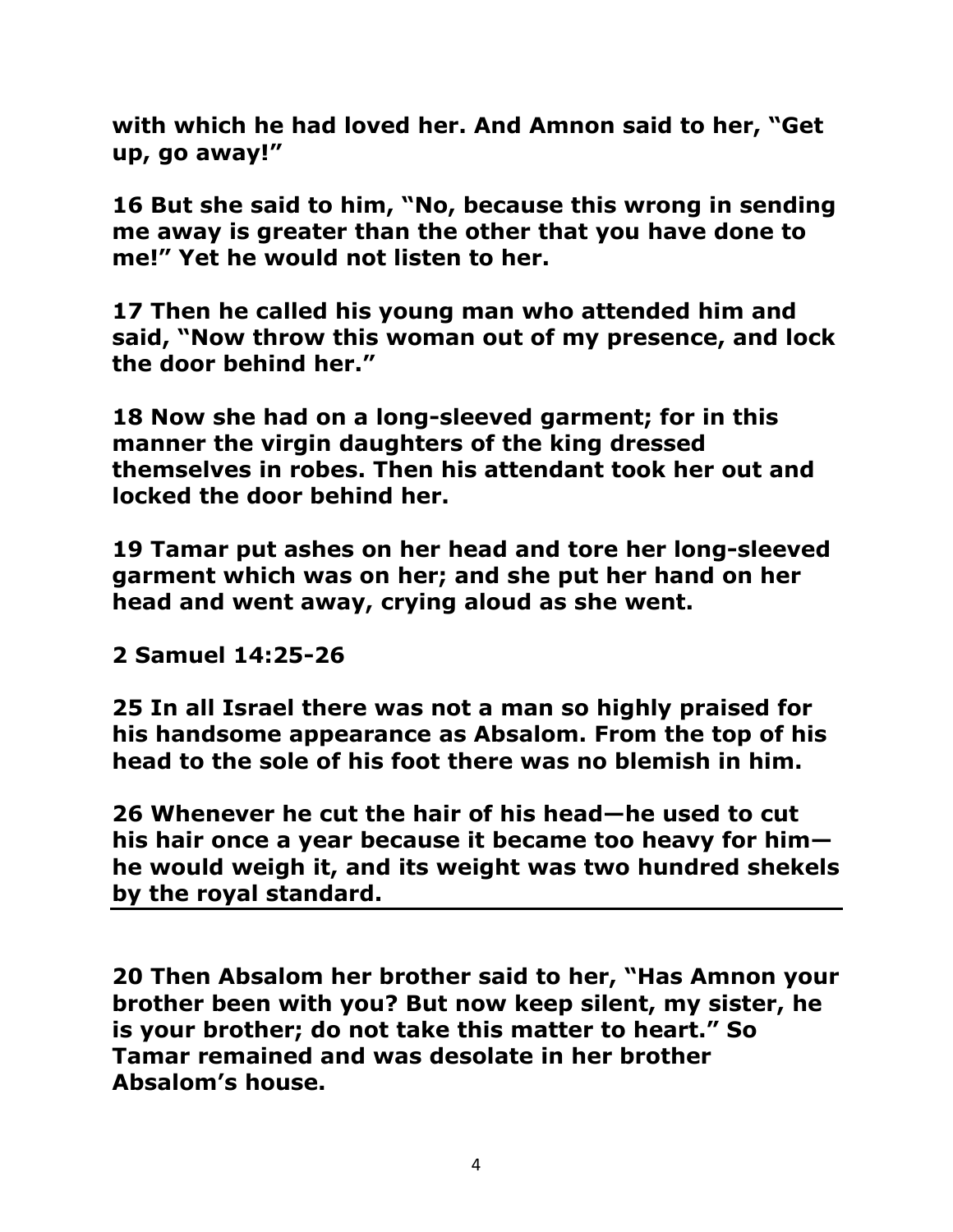**with which he had loved her. And Amnon said to her, "Get up, go away!"**

**16 But she said to him, "No, because this wrong in sending me away is greater than the other that you have done to me!" Yet he would not listen to her.**

**17 Then he called his young man who attended him and said, "Now throw this woman out of my presence, and lock the door behind her."**

**18 Now she had on a long-sleeved garment; for in this manner the virgin daughters of the king dressed themselves in robes. Then his attendant took her out and locked the door behind her.**

**19 Tamar put ashes on her head and tore her long-sleeved garment which was on her; and she put her hand on her head and went away, crying aloud as she went.**

**2 Samuel 14:25-26**

**25 In all Israel there was not a man so highly praised for his handsome appearance as Absalom. From the top of his head to the sole of his foot there was no blemish in him.**

**26 Whenever he cut the hair of his head—he used to cut his hair once a year because it became too heavy for him—he would weigh it, and its weight was two hundred shekels by the royal standard.**

---

**20 Then Absalom her brother said to her, "Has Amnon your brother been with you? But now keep silent, my sister, he is your brother; do not take this matter to heart." So Tamar remained and was desolate in her brother Absalom's house.**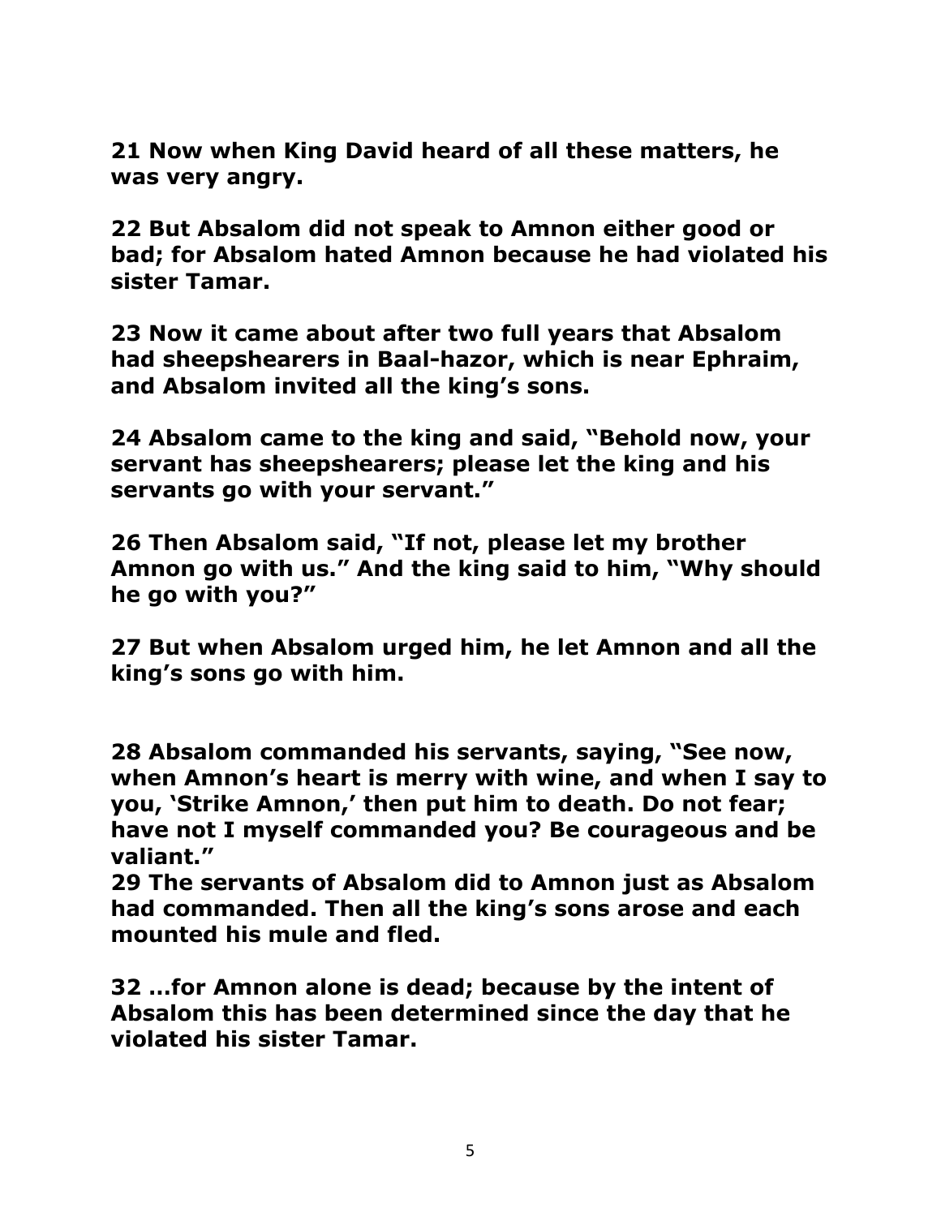**21 Now when King David heard of all these matters, he was very angry.**

**22 But Absalom did not speak to Amnon either good or bad; for Absalom hated Amnon because he had violated his sister Tamar.**

**23 Now it came about after two full years that Absalom had sheepshearers in Baal-hazor, which is near Ephraim, and Absalom invited all the king's sons.**

**24 Absalom came to the king and said, "Behold now, your servant has sheepshearers; please let the king and his servants go with your servant."**

**26 Then Absalom said, "If not, please let my brother Amnon go with us." And the king said to him, "Why should he go with you?"**

**27 But when Absalom urged him, he let Amnon and all the king's sons go with him.**

**28 Absalom commanded his servants, saying, "See now, when Amnon's heart is merry with wine, and when I say to you, 'Strike Amnon,' then put him to death. Do not fear; have not I myself commanded you? Be courageous and be valiant."**
**29 The servants of Absalom did to Amnon just as Absalom had commanded. Then all the king's sons arose and each mounted his mule and fled.**

**32 …for Amnon alone is dead; because by the intent of Absalom this has been determined since the day that he violated his sister Tamar.**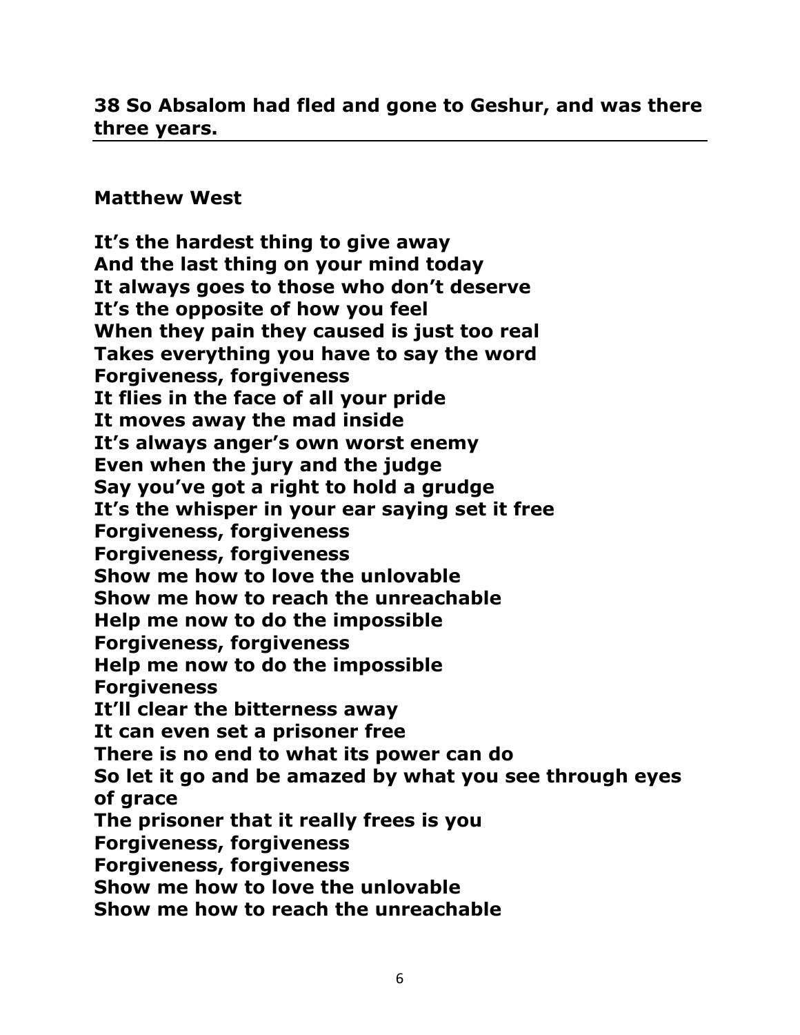**38 So Absalom had fled and gone to Geshur, and was there three years.**

---

**Matthew West**

**It's the hardest thing to give away**
**And the last thing on your mind today**
**It always goes to those who don't deserve**
**It's the opposite of how you feel**
**When they pain they caused is just too real**
**Takes everything you have to say the word**
**Forgiveness, forgiveness**
**It flies in the face of all your pride**
**It moves away the mad inside**
**It's always anger's own worst enemy**
**Even when the jury and the judge**
**Say you've got a right to hold a grudge**
**It's the whisper in your ear saying set it free**
**Forgiveness, forgiveness**
**Forgiveness, forgiveness**
**Show me how to love the unlovable**
**Show me how to reach the unreachable**
**Help me now to do the impossible**
**Forgiveness, forgiveness**
**Help me now to do the impossible**
**Forgiveness**
**It'll clear the bitterness away**
**It can even set a prisoner free**
**There is no end to what its power can do**
**So let it go and be amazed by what you see through eyes of grace**
**The prisoner that it really frees is you**
**Forgiveness, forgiveness**
**Forgiveness, forgiveness**
**Show me how to love the unlovable**
**Show me how to reach the unreachable**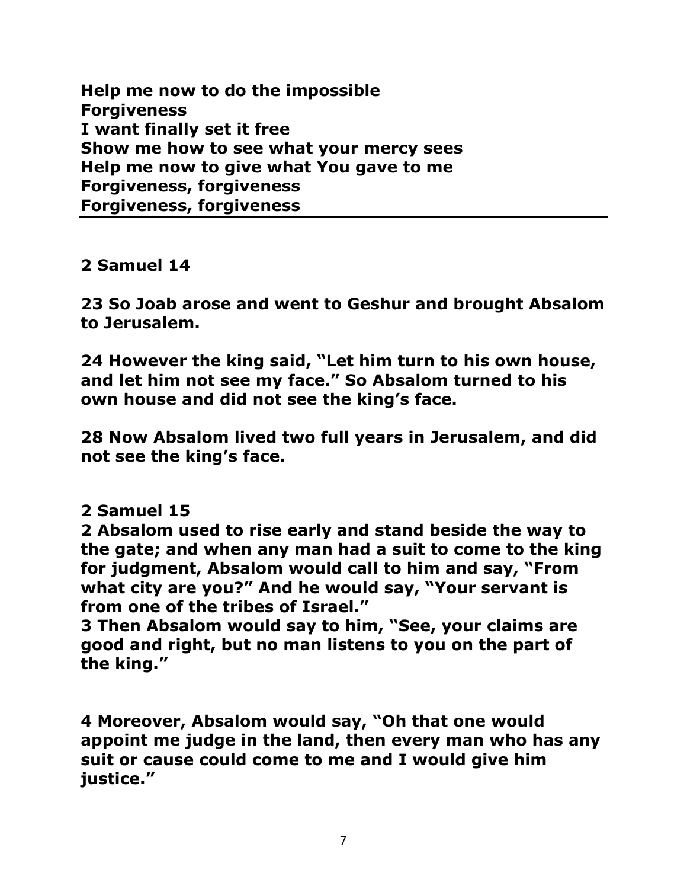**Help me now to do the impossible**
**Forgiveness**
**I want finally set it free**
**Show me how to see what your mercy sees**
**Help me now to give what You gave to me**
**Forgiveness, forgiveness**
**Forgiveness, forgiveness**

---

**2 Samuel 14**

**23 So Joab arose and went to Geshur and brought Absalom to Jerusalem.**

**24 However the king said, "Let him turn to his own house, and let him not see my face." So Absalom turned to his own house and did not see the king's face.**

**28 Now Absalom lived two full years in Jerusalem, and did not see the king's face.**

**2 Samuel 15**

**2 Absalom used to rise early and stand beside the way to the gate; and when any man had a suit to come to the king for judgment, Absalom would call to him and say, "From what city are you?" And he would say, "Your servant is from one of the tribes of Israel."**

**3 Then Absalom would say to him, "See, your claims are good and right, but no man listens to you on the part of the king."**

**4 Moreover, Absalom would say, "Oh that one would appoint me judge in the land, then every man who has any suit or cause could come to me and I would give him justice."**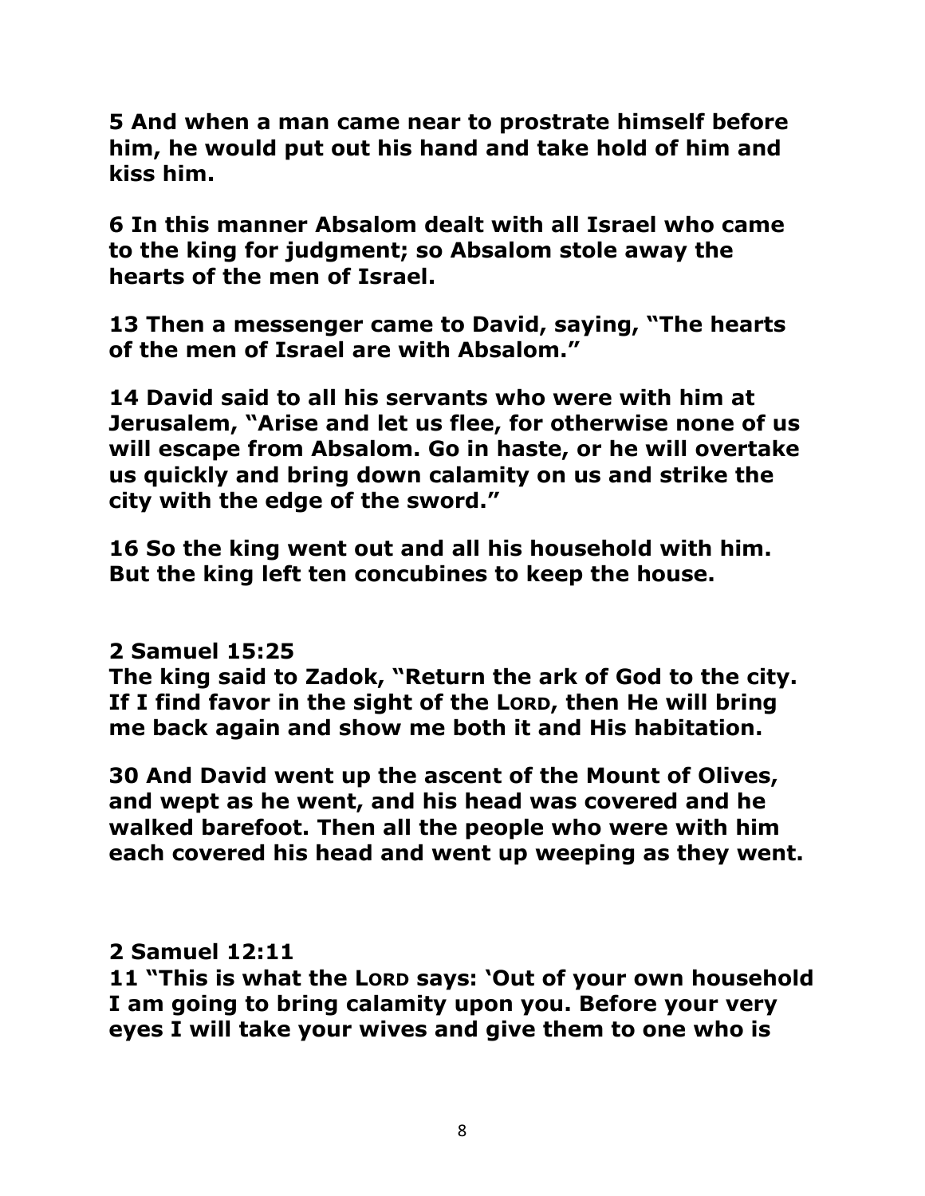**5 And when a man came near to prostrate himself before him, he would put out his hand and take hold of him and kiss him.**

**6 In this manner Absalom dealt with all Israel who came to the king for judgment; so Absalom stole away the hearts of the men of Israel.**

**13 Then a messenger came to David, saying, "The hearts of the men of Israel are with Absalom."**

**14 David said to all his servants who were with him at Jerusalem, "Arise and let us flee, for otherwise none of us will escape from Absalom. Go in haste, or he will overtake us quickly and bring down calamity on us and strike the city with the edge of the sword."**

**16 So the king went out and all his household with him. But the king left ten concubines to keep the house.**

**2 Samuel 15:25**
**The king said to Zadok, "Return the ark of God to the city. If I find favor in the sight of the LORD, then He will bring me back again and show me both it and His habitation.**

**30 And David went up the ascent of the Mount of Olives, and wept as he went, and his head was covered and he walked barefoot. Then all the people who were with him each covered his head and went up weeping as they went.**

**2 Samuel 12:11**
**11 "This is what the LORD says: 'Out of your own household I am going to bring calamity upon you. Before your very eyes I will take your wives and give them to one who is**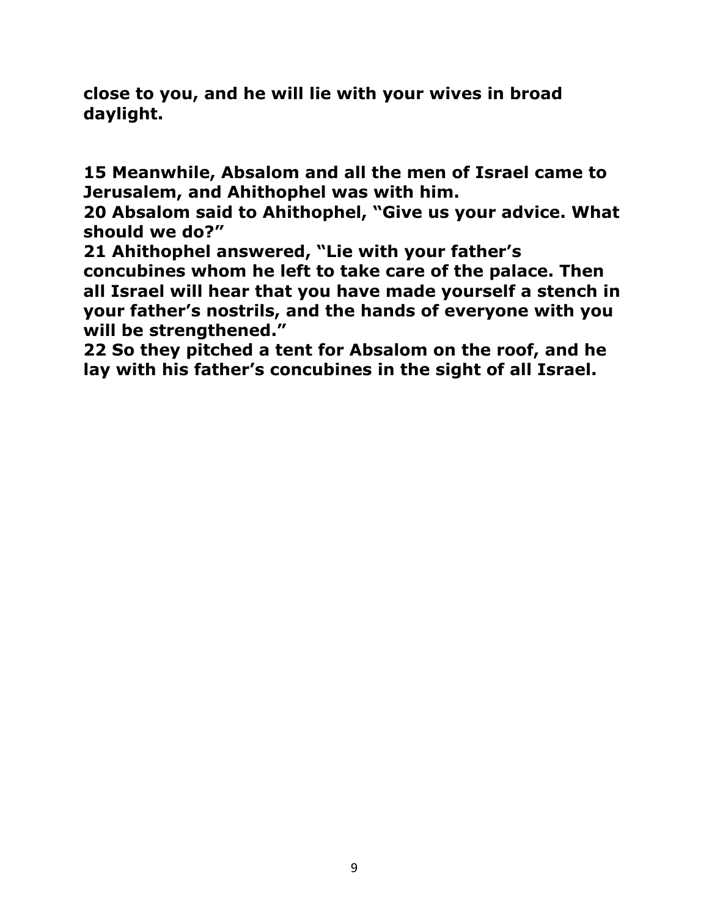**close to you, and he will lie with your wives in broad daylight.**

**15 Meanwhile, Absalom and all the men of Israel came to Jerusalem, and Ahithophel was with him.**
**20 Absalom said to Ahithophel, "Give us your advice. What should we do?"**
**21 Ahithophel answered, "Lie with your father's concubines whom he left to take care of the palace. Then all Israel will hear that you have made yourself a stench in your father's nostrils, and the hands of everyone with you will be strengthened."**
**22 So they pitched a tent for Absalom on the roof, and he lay with his father's concubines in the sight of all Israel.**